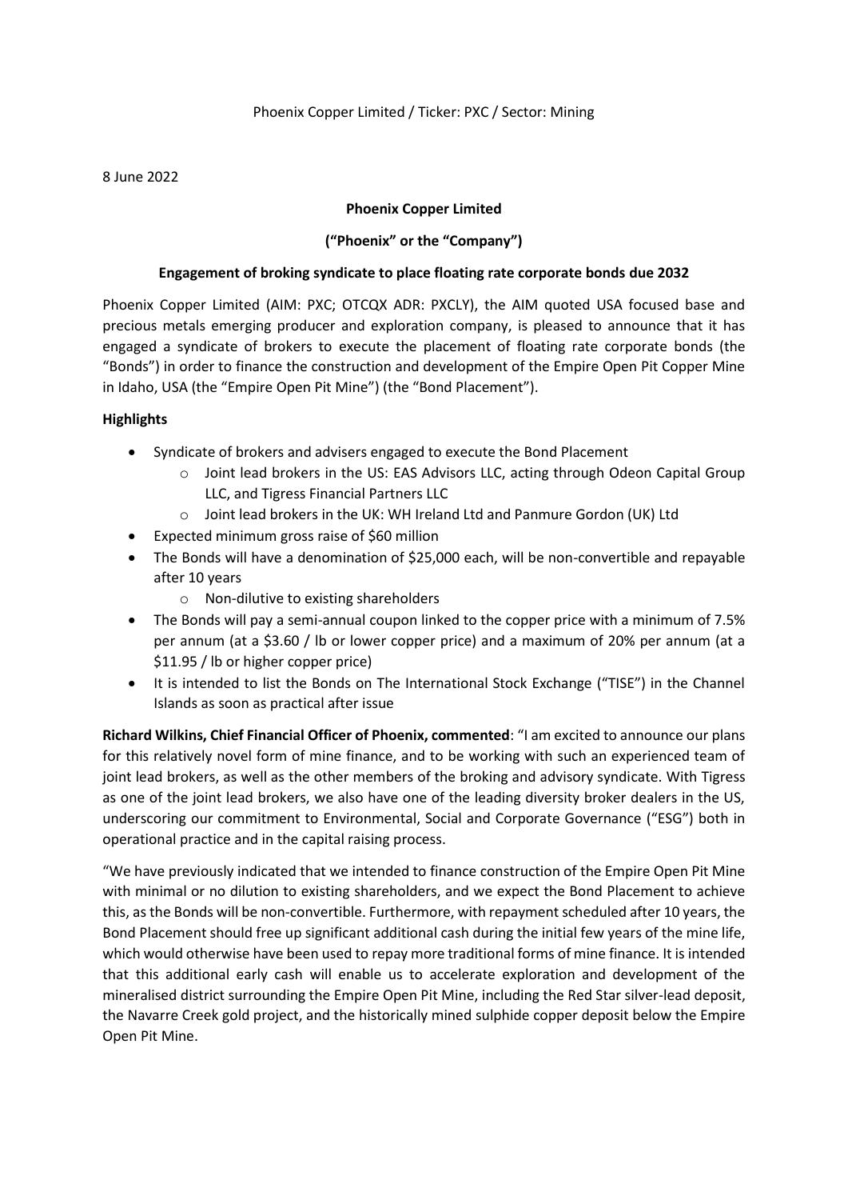Phoenix Copper Limited / Ticker: PXC / Sector: Mining

8 June 2022

**Phoenix Copper Limited**

**("Phoenix" or the "Company")**

**Engagement of broking syndicate to place floating rate corporate bonds due 2032**

Phoenix Copper Limited (AIM: PXC; OTCQX ADR: PXCLY), the AIM quoted USA focused base and precious metals emerging producer and exploration company, is pleased to announce that it has engaged a syndicate of brokers to execute the placement of floating rate corporate bonds (the "Bonds") in order to finance the construction and development of the Empire Open Pit Copper Mine in Idaho, USA (the "Empire Open Pit Mine") (the "Bond Placement").

**Highlights**

- Syndicate of brokers and advisers engaged to execute the Bond Placement
  - Joint lead brokers in the US: EAS Advisors LLC, acting through Odeon Capital Group LLC, and Tigress Financial Partners LLC
  - Joint lead brokers in the UK: WH Ireland Ltd and Panmure Gordon (UK) Ltd
- Expected minimum gross raise of $60 million
- The Bonds will have a denomination of $25,000 each, will be non-convertible and repayable after 10 years
  - Non-dilutive to existing shareholders
- The Bonds will pay a semi-annual coupon linked to the copper price with a minimum of 7.5% per annum (at a $3.60 / lb or lower copper price) and a maximum of 20% per annum (at a $11.95 / lb or higher copper price)
- It is intended to list the Bonds on The International Stock Exchange ("TISE") in the Channel Islands as soon as practical after issue

**Richard Wilkins, Chief Financial Officer of Phoenix, commented**: "I am excited to announce our plans for this relatively novel form of mine finance, and to be working with such an experienced team of joint lead brokers, as well as the other members of the broking and advisory syndicate. With Tigress as one of the joint lead brokers, we also have one of the leading diversity broker dealers in the US, underscoring our commitment to Environmental, Social and Corporate Governance ("ESG") both in operational practice and in the capital raising process.

"We have previously indicated that we intended to finance construction of the Empire Open Pit Mine with minimal or no dilution to existing shareholders, and we expect the Bond Placement to achieve this, as the Bonds will be non-convertible. Furthermore, with repayment scheduled after 10 years, the Bond Placement should free up significant additional cash during the initial few years of the mine life, which would otherwise have been used to repay more traditional forms of mine finance. It is intended that this additional early cash will enable us to accelerate exploration and development of the mineralised district surrounding the Empire Open Pit Mine, including the Red Star silver-lead deposit, the Navarre Creek gold project, and the historically mined sulphide copper deposit below the Empire Open Pit Mine.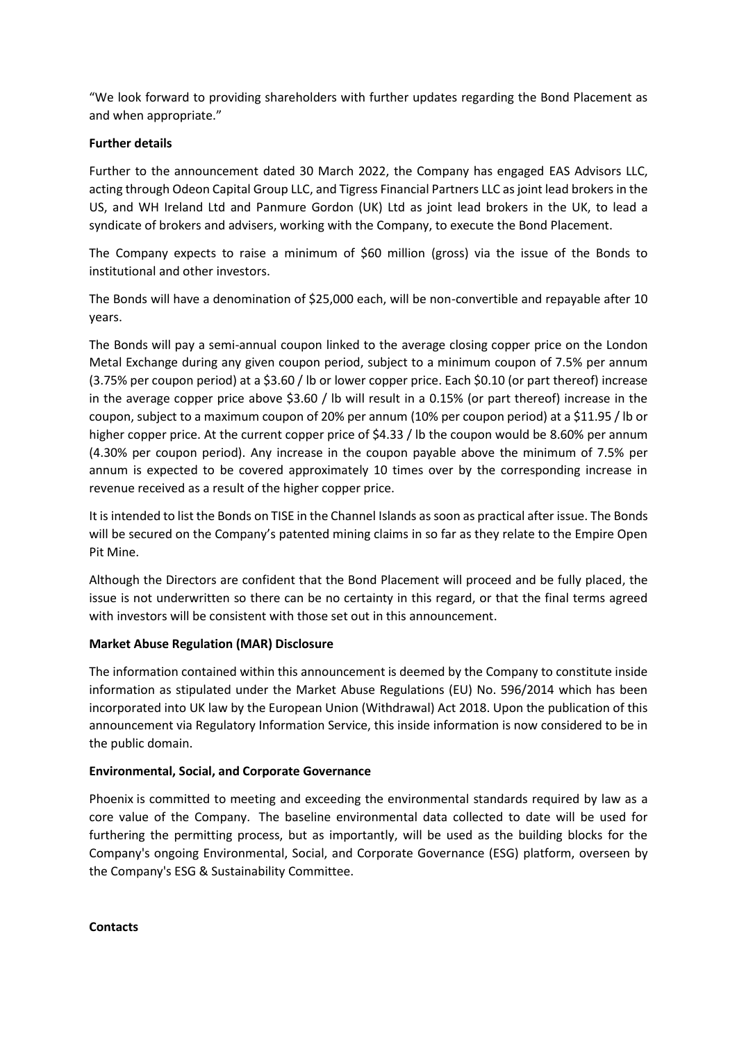"We look forward to providing shareholders with further updates regarding the Bond Placement as and when appropriate."

**Further details**

Further to the announcement dated 30 March 2022, the Company has engaged EAS Advisors LLC, acting through Odeon Capital Group LLC, and Tigress Financial Partners LLC as joint lead brokers in the US, and WH Ireland Ltd and Panmure Gordon (UK) Ltd as joint lead brokers in the UK, to lead a syndicate of brokers and advisers, working with the Company, to execute the Bond Placement.

The Company expects to raise a minimum of $60 million (gross) via the issue of the Bonds to institutional and other investors.

The Bonds will have a denomination of $25,000 each, will be non-convertible and repayable after 10 years.

The Bonds will pay a semi-annual coupon linked to the average closing copper price on the London Metal Exchange during any given coupon period, subject to a minimum coupon of 7.5% per annum (3.75% per coupon period) at a $3.60 / lb or lower copper price. Each $0.10 (or part thereof) increase in the average copper price above $3.60 / lb will result in a 0.15% (or part thereof) increase in the coupon, subject to a maximum coupon of 20% per annum (10% per coupon period) at a $11.95 / lb or higher copper price. At the current copper price of $4.33 / lb the coupon would be 8.60% per annum (4.30% per coupon period). Any increase in the coupon payable above the minimum of 7.5% per annum is expected to be covered approximately 10 times over by the corresponding increase in revenue received as a result of the higher copper price.

It is intended to list the Bonds on TISE in the Channel Islands as soon as practical after issue. The Bonds will be secured on the Company's patented mining claims in so far as they relate to the Empire Open Pit Mine.

Although the Directors are confident that the Bond Placement will proceed and be fully placed, the issue is not underwritten so there can be no certainty in this regard, or that the final terms agreed with investors will be consistent with those set out in this announcement.

**Market Abuse Regulation (MAR) Disclosure**

The information contained within this announcement is deemed by the Company to constitute inside information as stipulated under the Market Abuse Regulations (EU) No. 596/2014 which has been incorporated into UK law by the European Union (Withdrawal) Act 2018. Upon the publication of this announcement via Regulatory Information Service, this inside information is now considered to be in the public domain.

**Environmental, Social, and Corporate Governance**

Phoenix is committed to meeting and exceeding the environmental standards required by law as a core value of the Company. The baseline environmental data collected to date will be used for furthering the permitting process, but as importantly, will be used as the building blocks for the Company's ongoing Environmental, Social, and Corporate Governance (ESG) platform, overseen by the Company's ESG & Sustainability Committee.

**Contacts**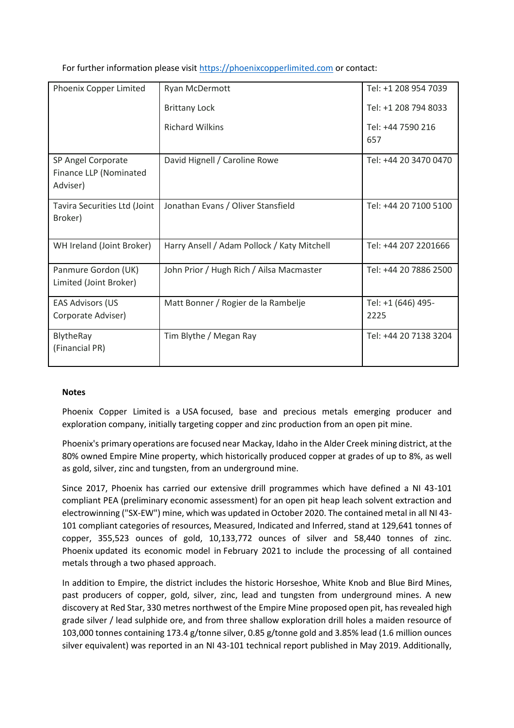For further information please visit https://phoenixcopperlimited.com or contact:

| | | |
|---|---|---|
| Phoenix Copper Limited | Ryan McDermott<br><br>Brittany Lock<br><br>Richard Wilkins | Tel: +1 208 954 7039<br><br>Tel: +1 208 794 8033<br><br>Tel: +44 7590 216 657 |
| SP Angel Corporate Finance LLP (Nominated Adviser) | David Hignell / Caroline Rowe | Tel: +44 20 3470 0470 |
| Tavira Securities Ltd (Joint Broker) | Jonathan Evans / Oliver Stansfield | Tel: +44 20 7100 5100 |
| WH Ireland (Joint Broker) | Harry Ansell / Adam Pollock / Katy Mitchell | Tel: +44 207 2201666 |
| Panmure Gordon (UK) Limited (Joint Broker) | John Prior / Hugh Rich / Ailsa Macmaster | Tel: +44 20 7886 2500 |
| EAS Advisors (US Corporate Adviser) | Matt Bonner / Rogier de la Rambelje | Tel: +1 (646) 495-2225 |
| BlytheRay (Financial PR) | Tim Blythe / Megan Ray | Tel: +44 20 7138 3204 |

**Notes**

Phoenix Copper Limited is a USA focused, base and precious metals emerging producer and exploration company, initially targeting copper and zinc production from an open pit mine.

Phoenix's primary operations are focused near Mackay, Idaho in the Alder Creek mining district, at the 80% owned Empire Mine property, which historically produced copper at grades of up to 8%, as well as gold, silver, zinc and tungsten, from an underground mine.

Since 2017, Phoenix has carried our extensive drill programmes which have defined a NI 43-101 compliant PEA (preliminary economic assessment) for an open pit heap leach solvent extraction and electrowinning ("SX-EW") mine, which was updated in October 2020. The contained metal in all NI 43-101 compliant categories of resources, Measured, Indicated and Inferred, stand at 129,641 tonnes of copper, 355,523 ounces of gold, 10,133,772 ounces of silver and 58,440 tonnes of zinc. Phoenix updated its economic model in February 2021 to include the processing of all contained metals through a two phased approach.

In addition to Empire, the district includes the historic Horseshoe, White Knob and Blue Bird Mines, past producers of copper, gold, silver, zinc, lead and tungsten from underground mines. A new discovery at Red Star, 330 metres northwest of the Empire Mine proposed open pit, has revealed high grade silver / lead sulphide ore, and from three shallow exploration drill holes a maiden resource of 103,000 tonnes containing 173.4 g/tonne silver, 0.85 g/tonne gold and 3.85% lead (1.6 million ounces silver equivalent) was reported in an NI 43-101 technical report published in May 2019. Additionally,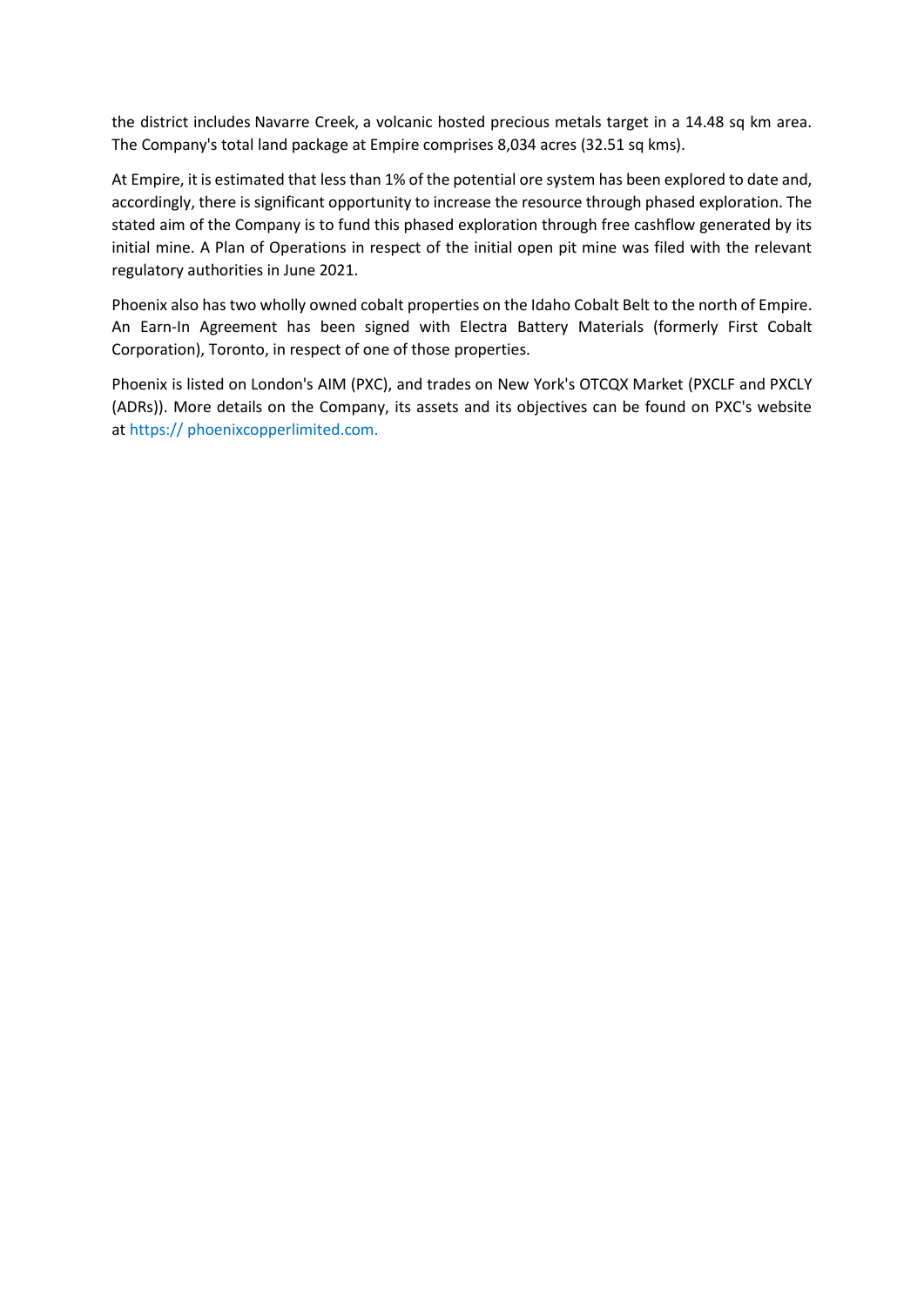the district includes Navarre Creek, a volcanic hosted precious metals target in a 14.48 sq km area. The Company's total land package at Empire comprises 8,034 acres (32.51 sq kms).

At Empire, it is estimated that less than 1% of the potential ore system has been explored to date and, accordingly, there is significant opportunity to increase the resource through phased exploration. The stated aim of the Company is to fund this phased exploration through free cashflow generated by its initial mine. A Plan of Operations in respect of the initial open pit mine was filed with the relevant regulatory authorities in June 2021.

Phoenix also has two wholly owned cobalt properties on the Idaho Cobalt Belt to the north of Empire. An Earn-In Agreement has been signed with Electra Battery Materials (formerly First Cobalt Corporation), Toronto, in respect of one of those properties.

Phoenix is listed on London's AIM (PXC), and trades on New York's OTCQX Market (PXCLF and PXCLY (ADRs)). More details on the Company, its assets and its objectives can be found on PXC's website at https:// phoenixcopperlimited.com.